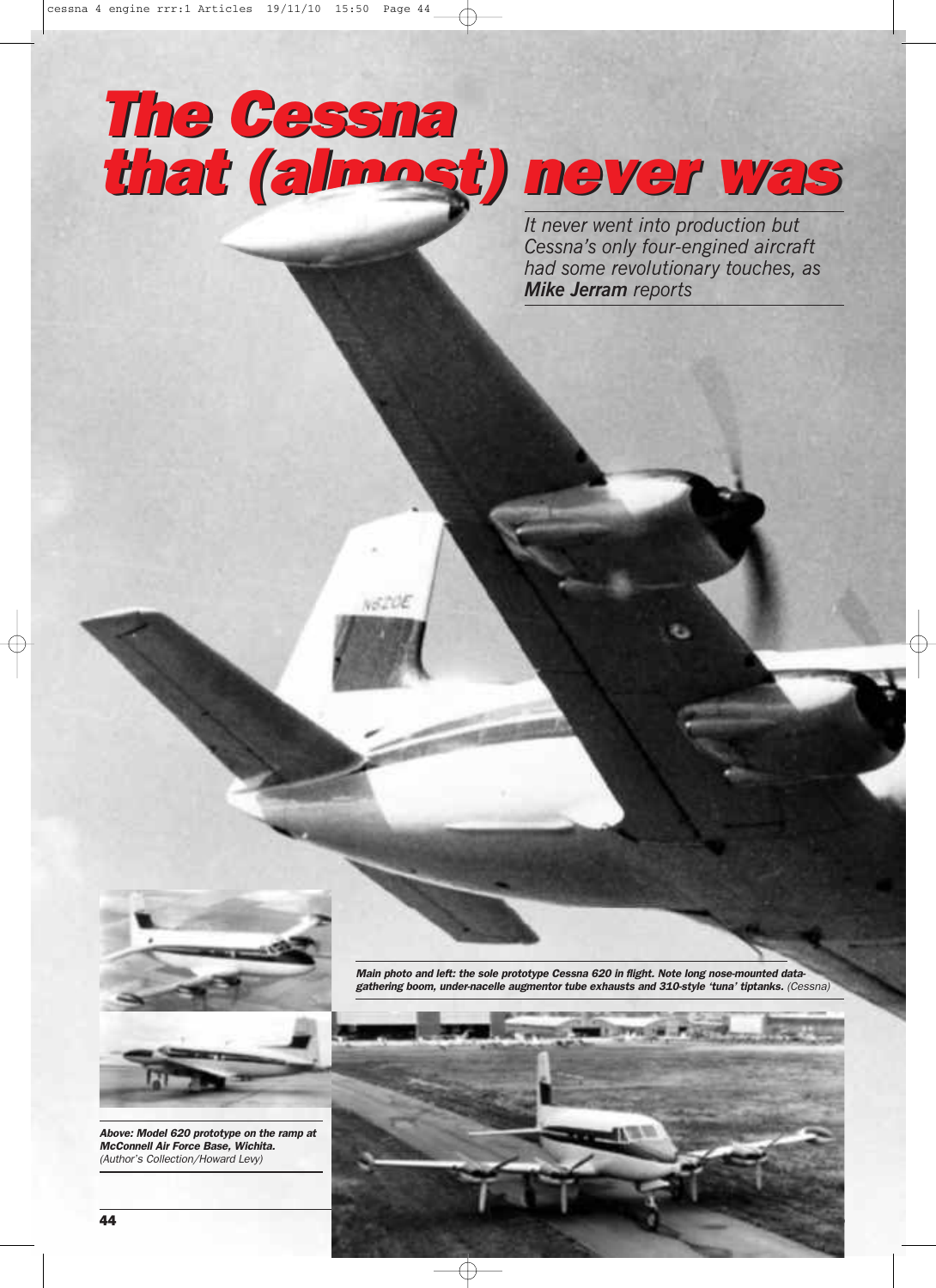# The Cessna that (almost) never was

*It never went into production but Cessna's only four-engined aircraft had some revolutionary touches, as **Mike Jerram** reports*

***Main photo and left: the sole prototype Cessna 620 in flight. Note long nose-mounted data-gathering boom, under-nacelle augmentor tube exhausts and 310-style 'tuna' tiptanks.*** *(Cessna)*

***Above: Model 620 prototype on the ramp at McConnell Air Force Base, Wichita.*** *(Author's Collection/Howard Levy)*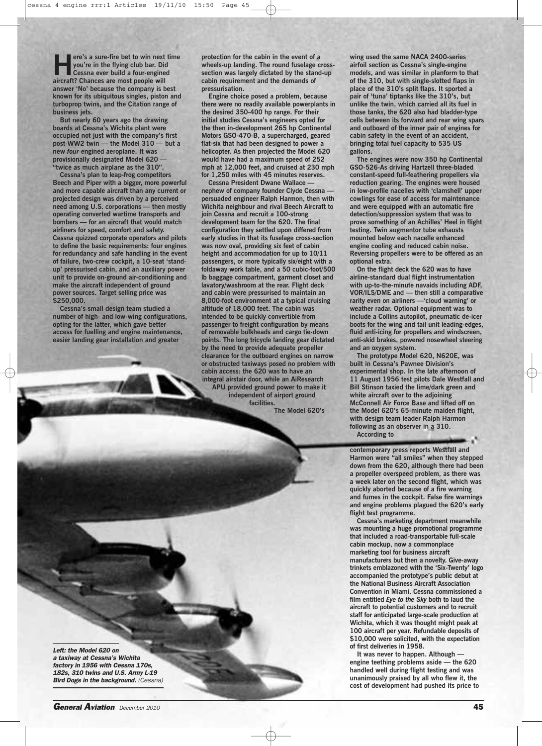**Here's a sure-fire bet to win next time you're in the flying club bar. Did Cessna ever build a four-engined aircraft? Chances are most people will answer 'No' because the company is best known for its ubiquitous singles, piston and turboprop twins, and the Citation range of business jets.**

But nearly 60 years ago the drawing boards at Cessna's Wichita plant were occupied not just with the company's first post-WW2 twin — the Model 310 — but a new *four*-engined aeroplane. It was provisionally designated Model 620 — "twice as much airplane as the 310".

Cessna's plan to leap-frog competitors Beech and Piper with a bigger, more powerful and more capable aircraft than any current or projected design was driven by a perceived need among U.S. corporations — then mostly operating converted wartime transports and bombers — for an aircraft that would match airliners for speed, comfort and safety. Cessna quizzed corporate operators and pilots to define the basic requirements: four engines for redundancy and safe handling in the event of failure, two-crew cockpit, a 10-seat 'stand-up' pressurised cabin, and an auxiliary power unit to provide on-ground air-conditioning and make the aircraft independent of ground power sources. Target selling price was $250,000.

Cessna's small design team studied a number of high- and low-wing configurations, opting for the latter, which gave better access for fuelling and engine maintenance, easier landing gear installation and greater protection for the cabin in the event of a wheels-up landing. The round fuselage cross-section was largely dictated by the stand-up cabin requirement and the demands of pressurisation.

Engine choice posed a problem, because there were no readily available powerplants in the desired 350-400 hp range. For their initial studies Cessna's engineers opted for the then in-development 265 hp Continental Motors GSO-470-B, a supercharged, geared flat-six that had been designed to power a helicopter. As then projected the Model 620 would have had a maximum speed of 252 mph at 12,000 feet, and cruised at 230 mph for 1,250 miles with 45 minutes reserves.

Cessna President Dwane Wallace — nephew of company founder Clyde Cessna — persuaded engineer Ralph Harmon, then with Wichita neighbour and rival Beech Aircraft to join Cessna and recruit a 100-strong development team for the 620. The final configuration they settled upon differed from early studies in that its fuselage cross-section was now oval, providing six feet of cabin height and accommodation for up to 10/11 passengers, or more typically six/eight with a foldaway work table, and a 50 cubic-foot/500 lb baggage compartment, garment closet and lavatory/washroom at the rear. Flight deck and cabin were pressurised to maintain an 8,000-foot environment at a typical cruising altitude of 18,000 feet. The cabin was intended to be quickly convertible from passenger to freight configuration by means of removable bulkheads and cargo tie-down points. The long tricycle landing gear dictated by the need to provide adequate propeller clearance for the outboard engines on narrow or obstructed taxiways posed no problem with cabin access: the 620 was to have an integral airstair door, while an AiResearch APU provided ground power to make it independent of airport ground facilities.

The Model 620's wing used the same NACA 2400-series airfoil section as Cessna's single-engine models, and was similar in planform to that of the 310, but with single-slotted flaps in place of the 310's split flaps. It sported a pair of 'tuna' tiptanks like the 310's, but unlike the twin, which carried all its fuel in those tanks, the 620 also had bladder-type cells between its forward and rear wing spars and outboard of the inner pair of engines for cabin safety in the event of an accident, bringing total fuel capacity to 535 US gallons.

The engines were now 350 hp Continental GSO-526-As driving Hartzell three-bladed constant-speed full-feathering propellers via reduction gearing. The engines were housed in low-profile nacelles with 'clamshell' upper cowlings for ease of access for maintenance and were equipped with an automatic fire detection/suppression system that was to prove something of an Achilles' Heel in flight testing. Twin augmentor tube exhausts mounted below each nacelle enhanced engine cooling and reduced cabin noise. Reversing propellers were to be offered as an optional extra.

On the flight deck the 620 was to have airline-standard dual flight instrumentation with up-to-the-minute navaids including ADF, VOR/ILS/DME and — then still a comparative rarity even on airliners —'cloud warning' or weather radar. Optional equipment was to include a Collins autopilot, pneumatic de-icer boots for the wing and tail unit leading-edges, fluid anti-icing for propellers and windscreen, anti-skid brakes, powered nosewheel steering and an oxygen system.

The prototype Model 620, N620E, was built in Cessna's Pawnee Division's experimental shop. In the late afternoon of 11 August 1956 test pilots Dale Westfall and Bill Stinson taxied the lime/dark green and white aircraft over to the adjoining McConnell Air Force Base and lifted off on the Model 620's 65-minute maiden flight, with design team leader Ralph Harmon following as an observer in a 310.

According to contemporary press reports Westfall and Harmon were "all smiles" when they stepped down from the 620, although there had been a propeller overspeed problem, as there was a week later on the second flight, which was quickly aborted because of a fire warning and fumes in the cockpit. False fire warnings and engine problems plagued the 620's early flight test programme.

Cessna's marketing department meanwhile was mounting a huge promotional programme that included a road-transportable full-scale cabin mockup, now a commonplace marketing tool for business aircraft manufacturers but then a novelty. Give-away trinkets emblazoned with the 'Six-Twenty' logo accompanied the prototype's public debut at the National Business Aircraft Association Convention in Miami. Cessna commissioned a film entitled *Eye to the Sky* both to laud the aircraft to potential customers and to recruit staff for anticipated large-scale production at Wichita, which it was thought might peak at 100 aircraft per year. Refundable deposits of $10,000 were solicited, with the expectation of first deliveries in 1958.

It was never to happen. Although — engine teething problems aside — the 620 handled well during flight testing and was unanimously praised by all who flew it, the cost of development had pushed its price to

*Left: the Model 620 on a taxiway at Cessna's Wichita factory in 1956 with Cessna 170s, 182s, 310 twins and U.S. Army L-19 Bird Dogs in the background.* (Cessna)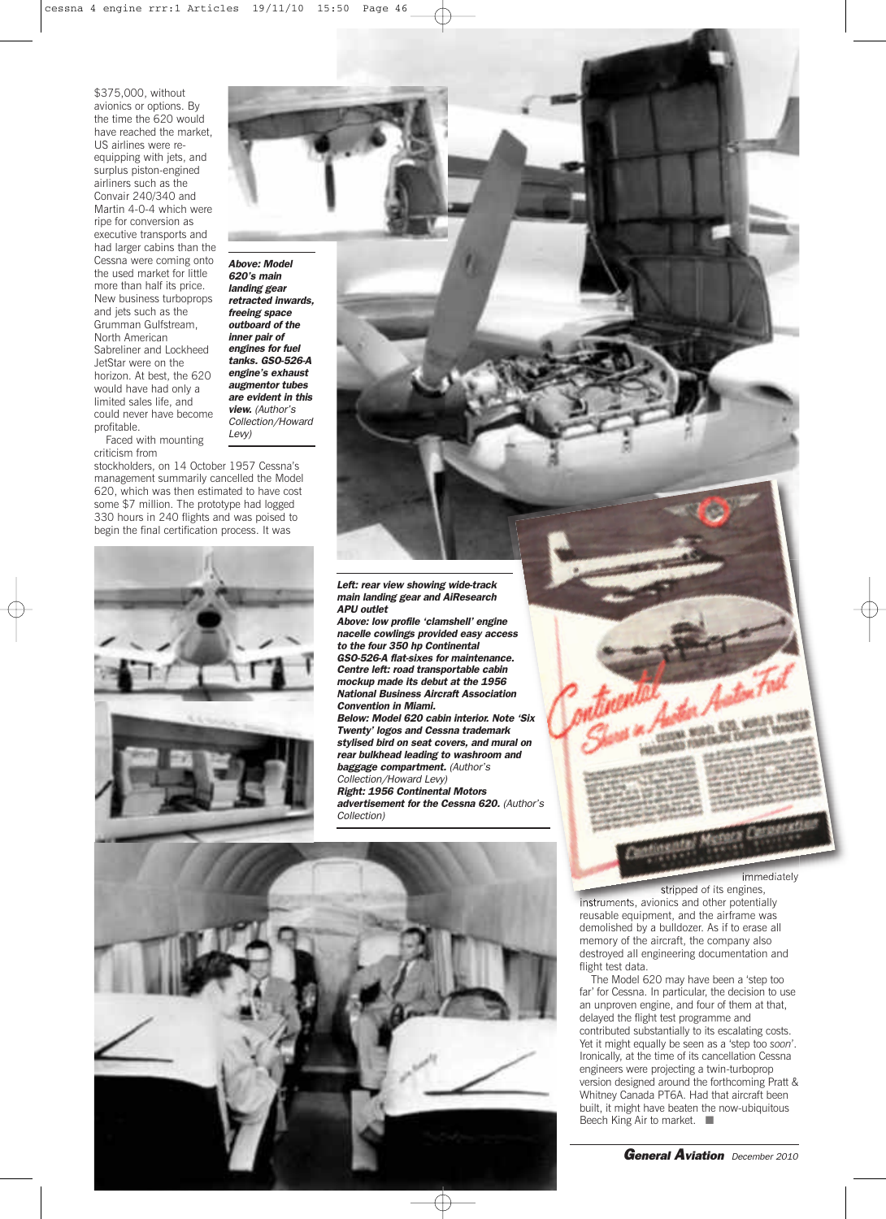$375,000, without avionics or options. By the time the 620 would have reached the market, US airlines were re-equipping with jets, and surplus piston-engined airliners such as the Convair 240/340 and Martin 4-0-4 which were ripe for conversion as executive transports and had larger cabins than the Cessna were coming onto the used market for little more than half its price. New business turboprops and jets such as the Grumman Gulfstream, North American Sabreliner and Lockheed JetStar were on the horizon. At best, the 620 would have had only a limited sales life, and could never have become profitable.

Faced with mounting criticism from stockholders, on 14 October 1957 Cessna's management summarily cancelled the Model 620, which was then estimated to have cost some $7 million. The prototype had logged 330 hours in 240 flights and was poised to begin the final certification process. It was immediately stripped of its engines, instruments, avionics and other potentially reusable equipment, and the airframe was demolished by a bulldozer. As if to erase all memory of the aircraft, the company also destroyed all engineering documentation and flight test data.

The Model 620 may have been a 'step too far' for Cessna. In particular, the decision to use an unproven engine, and four of them at that, delayed the flight test programme and contributed substantially to its escalating costs. Yet it might equally be seen as a 'step too *soon*'. Ironically, at the time of its cancellation Cessna engineers were projecting a twin-turboprop version designed around the forthcoming Pratt & Whitney Canada PT6A. Had that aircraft been built, it might have beaten the now-ubiquitous Beech King Air to market. ■

***Above: Model 620's main landing gear retracted inwards, freeing space outboard of the inner pair of engines for fuel tanks. GSO-526-A engine's exhaust augmentor tubes are evident in this view.*** *(Author's Collection/Howard Levy)*

***Left: rear view showing wide-track main landing gear and AiResearch APU outlet***
***Above: low profile 'clamshell' engine nacelle cowlings provided easy access to the four 350 hp Continental GSO-526-A flat-sixes for maintenance.***
***Centre left: road transportable cabin mockup made its debut at the 1956 National Business Aircraft Association Convention in Miami.***
***Below: Model 620 cabin interior. Note 'Six Twenty' logos and Cessna trademark stylised bird on seat covers, and mural on rear bulkhead leading to washroom and baggage compartment.*** *(Author's Collection/Howard Levy)*
***Right: 1956 Continental Motors advertisement for the Cessna 620.*** *(Author's Collection)*